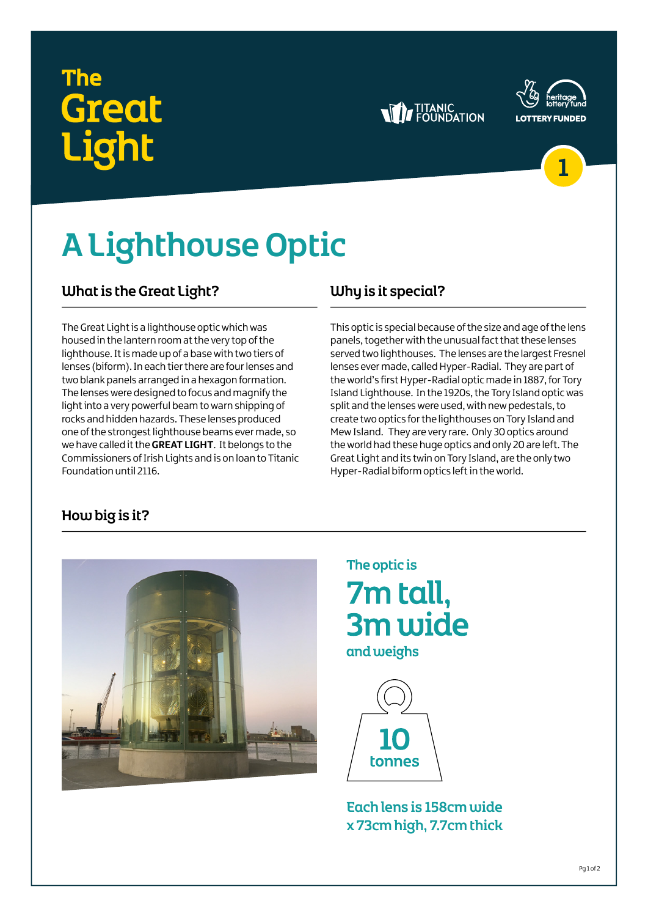# The Great Light

TITANIC FOUNDATION

heritage lottery fund LOTTERY FUNDED

1

## A Lighthouse Optic

### What is the Great Light?

The Great Light is a lighthouse optic which was housed in the lantern room at the very top of the lighthouse. It is made up of a base with two tiers of lenses (biform). In each tier there are four lenses and two blank panels arranged in a hexagon formation. The lenses were designed to focus and magnify the light into a very powerful beam to warn shipping of rocks and hidden hazards. These lenses produced one of the strongest lighthouse beams ever made, so we have called it the **GREAT LIGHT**. It belongs to the Commissioners of Irish Lights and is on loan to Titanic Foundation until 2116.

### Why is it special?

This optic is special because of the size and age of the lens panels, together with the unusual fact that these lenses served two lighthouses. The lenses are the largest Fresnel lenses ever made, called Hyper-Radial. They are part of the world's first Hyper-Radial optic made in 1887, for Tory Island Lighthouse. In the 1920s, the Tory Island optic was split and the lenses were used, with new pedestals, to create two optics for the lighthouses on Tory Island and Mew Island. They are very rare. Only 30 optics around the world had these huge optics and only 20 are left. The Great Light and its twin on Tory Island, are the only two Hyper-Radial biform optics left in the world.

### How big is it?

The optic is

**7m tall, 3m wide**

and weighs

**10 tonnes**

Each lens is 158cm wide x 73cm high, 7.7cm thick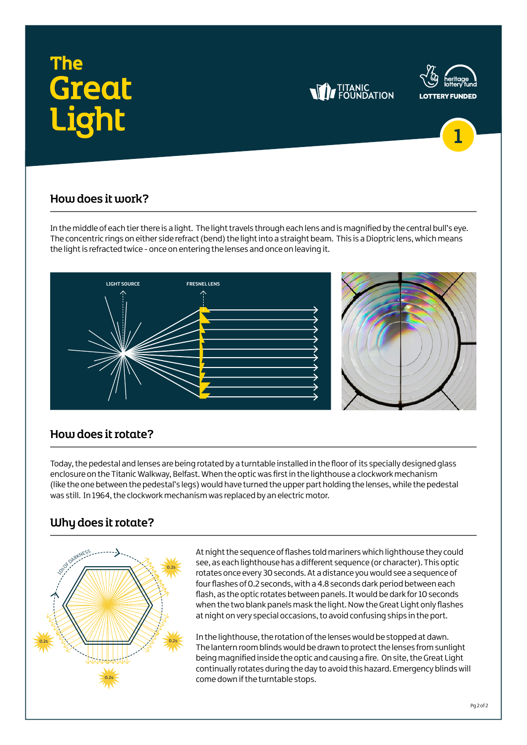# The Great Light

TITANIC FOUNDATION

heritage lottery fund
LOTTERY FUNDED

1

## How does it work?

In the middle of each tier there is a light. The light travels through each lens and is magnified by the central bull's eye. The concentric rings on either side refract (bend) the light into a straight beam. This is a Dioptric lens, which means the light is refracted twice - once on entering the lenses and once on leaving it.

LIGHT SOURCE

FRESNEL LENS

## How does it rotate?

Today, the pedestal and lenses are being rotated by a turntable installed in the floor of its specially designed glass enclosure on the Titanic Walkway, Belfast. When the optic was first in the lighthouse a clockwork mechanism (like the one between the pedestal's legs) would have turned the upper part holding the lenses, while the pedestal was still. In 1964, the clockwork mechanism was replaced by an electric motor.

## Why does it rotate?

10s OF DARKNESS

0.2s

0.2s

0.2s

0.2s

At night the sequence of flashes told mariners which lighthouse they could see, as each lighthouse has a different sequence (or character). This optic rotates once every 30 seconds. At a distance you would see a sequence of four flashes of 0.2 seconds, with a 4.8 seconds dark period between each flash, as the optic rotates between panels. It would be dark for 10 seconds when the two blank panels mask the light. Now the Great Light only flashes at night on very special occasions, to avoid confusing ships in the port.

In the lighthouse, the rotation of the lenses would be stopped at dawn. The lantern room blinds would be drawn to protect the lenses from sunlight being magnified inside the optic and causing a fire. On site, the Great Light continually rotates during the day to avoid this hazard. Emergency blinds will come down if the turntable stops.